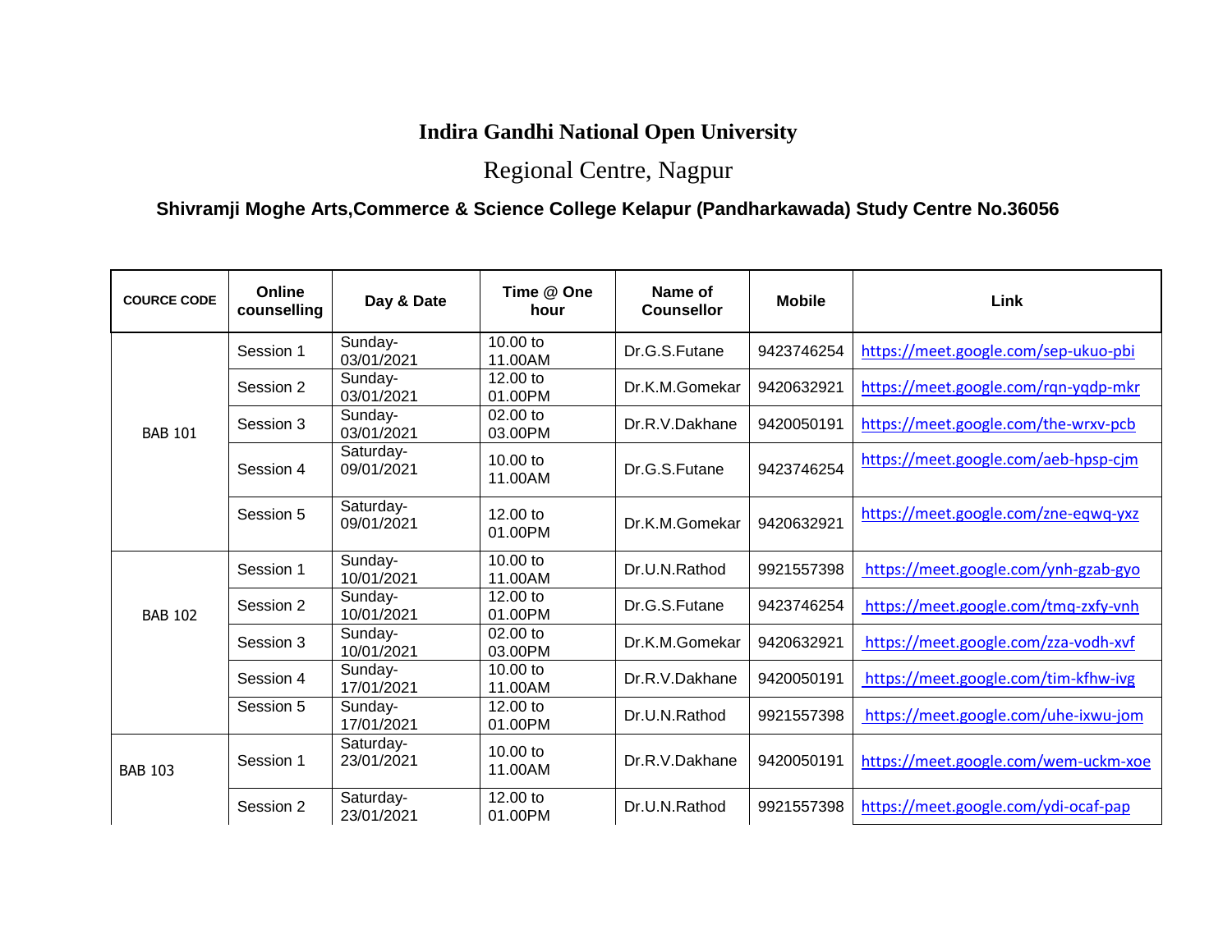# Indira Gandhi National Open University

## Regional Centre, Nagpur

### Shivramji Moghe Arts,Commerce & Science College Kelapur (Pandharkawada) Study Centre No.36056

| COURCE CODE | Online counselling | Day & Date | Time @ One hour | Name of Counsellor | Mobile | Link |
|---|---|---|---|---|---|---|
| BAB 101 | Session 1 | Sunday-03/01/2021 | 10.00 to 11.00AM | Dr.G.S.Futane | 9423746254 | https://meet.google.com/sep-ukuo-pbi |
| | Session 2 | Sunday-03/01/2021 | 12.00 to 01.00PM | Dr.K.M.Gomekar | 9420632921 | https://meet.google.com/rqn-yqdp-mkr |
| | Session 3 | Sunday-03/01/2021 | 02.00 to 03.00PM | Dr.R.V.Dakhane | 9420050191 | https://meet.google.com/the-wrxv-pcb |
| | Session 4 | Saturday-09/01/2021 | 10.00 to 11.00AM | Dr.G.S.Futane | 9423746254 | https://meet.google.com/aeb-hpsp-cjm |
| | Session 5 | Saturday-09/01/2021 | 12.00 to 01.00PM | Dr.K.M.Gomekar | 9420632921 | https://meet.google.com/zne-eqwq-yxz |
| BAB 102 | Session 1 | Sunday-10/01/2021 | 10.00 to 11.00AM | Dr.U.N.Rathod | 9921557398 | https://meet.google.com/ynh-gzab-gyo |
| | Session 2 | Sunday-10/01/2021 | 12.00 to 01.00PM | Dr.G.S.Futane | 9423746254 | https://meet.google.com/tmq-zxfy-vnh |
| | Session 3 | Sunday-10/01/2021 | 02.00 to 03.00PM | Dr.K.M.Gomekar | 9420632921 | https://meet.google.com/zza-vodh-xvf |
| | Session 4 | Sunday-17/01/2021 | 10.00 to 11.00AM | Dr.R.V.Dakhane | 9420050191 | https://meet.google.com/tim-kfhw-ivg |
| | Session 5 | Sunday-17/01/2021 | 12.00 to 01.00PM | Dr.U.N.Rathod | 9921557398 | https://meet.google.com/uhe-ixwu-jom |
| BAB 103 | Session 1 | Saturday-23/01/2021 | 10.00 to 11.00AM | Dr.R.V.Dakhane | 9420050191 | https://meet.google.com/wem-uckm-xoe |
| | Session 2 | Saturday-23/01/2021 | 12.00 to 01.00PM | Dr.U.N.Rathod | 9921557398 | https://meet.google.com/ydi-ocaf-pap |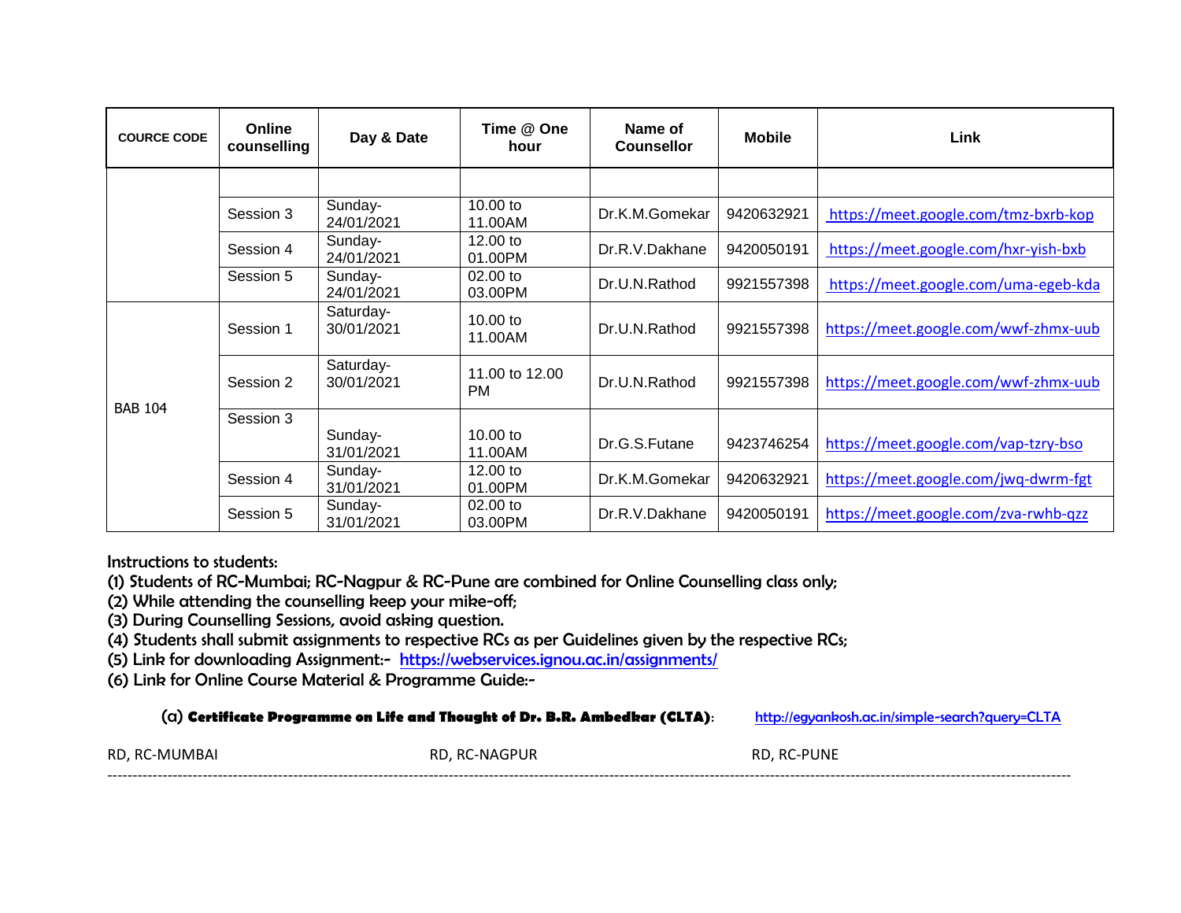| COURCE CODE | Online counselling | Day & Date | Time @ One hour | Name of Counsellor | Mobile | Link |
|---|---|---|---|---|---|---|
| | | | | | | |
| | Session 3 | Sunday-24/01/2021 | 10.00 to 11.00AM | Dr.K.M.Gomekar | 9420632921 | https://meet.google.com/tmz-bxrb-kop |
| | Session 4 | Sunday-24/01/2021 | 12.00 to 01.00PM | Dr.R.V.Dakhane | 9420050191 | https://meet.google.com/hxr-yish-bxb |
| | Session 5 | Sunday-24/01/2021 | 02.00 to 03.00PM | Dr.U.N.Rathod | 9921557398 | https://meet.google.com/uma-egeb-kda |
| BAB 104 | Session 1 | Saturday-30/01/2021 | 10.00 to 11.00AM | Dr.U.N.Rathod | 9921557398 | https://meet.google.com/wwf-zhmx-uub |
| | Session 2 | Saturday-30/01/2021 | 11.00 to 12.00 PM | Dr.U.N.Rathod | 9921557398 | https://meet.google.com/wwf-zhmx-uub |
| | Session 3 | Sunday-31/01/2021 | 10.00 to 11.00AM | Dr.G.S.Futane | 9423746254 | https://meet.google.com/vap-tzry-bso |
| | Session 4 | Sunday-31/01/2021 | 12.00 to 01.00PM | Dr.K.M.Gomekar | 9420632921 | https://meet.google.com/jwq-dwrm-fgt |
| | Session 5 | Sunday-31/01/2021 | 02.00 to 03.00PM | Dr.R.V.Dakhane | 9420050191 | https://meet.google.com/zva-rwhb-qzz |

Instructions to students:

(1) Students of RC-Mumbai; RC-Nagpur & RC-Pune are combined for Online Counselling class only;
(2) While attending the counselling keep your mike-off;
(3) During Counselling Sessions, avoid asking question.
(4) Students shall submit assignments to respective RCs as per Guidelines given by the respective RCs;
(5) Link for downloading Assignment:- https://webservices.ignou.ac.in/assignments/
(6) Link for Online Course Material & Programme Guide:-

(a) **Certificate Programme on Life and Thought of Dr. B.R. Ambedkar (CLTA)**: http://egyankosh.ac.in/simple-search?query=CLTA

RD, RC-MUMBAI RD, RC-NAGPUR RD, RC-PUNE